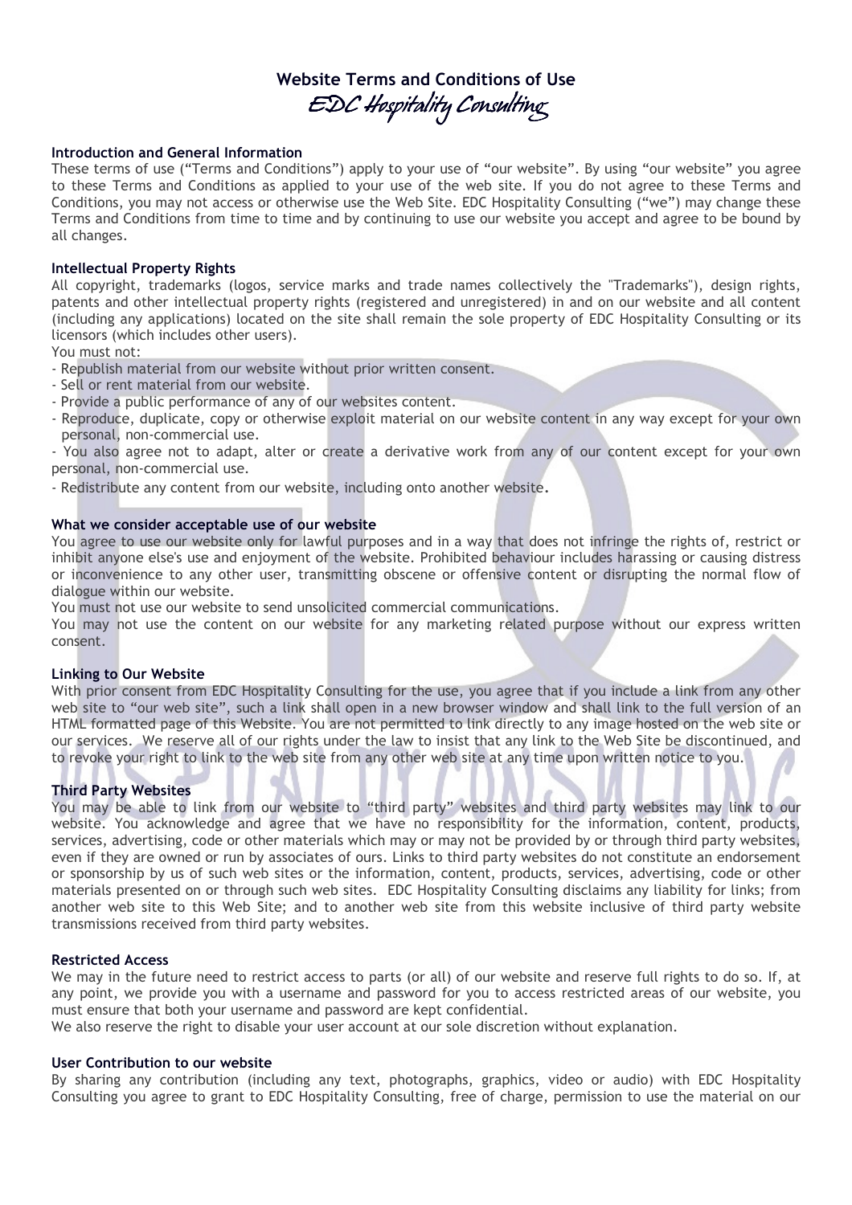# Website Terms and Conditions of Use

## EDC Hospitality Consulting

### Introduction and General Information

These terms of use ("Terms and Conditions") apply to your use of "our website". By using "our website" you agree to these Terms and Conditions as applied to your use of the web site. If you do not agree to these Terms and Conditions, you may not access or otherwise use the Web Site. EDC Hospitality Consulting ("we") may change these Terms and Conditions from time to time and by continuing to use our website you accept and agree to be bound by all changes.

### Intellectual Property Rights

All copyright, trademarks (logos, service marks and trade names collectively the "Trademarks"), design rights, patents and other intellectual property rights (registered and unregistered) in and on our website and all content (including any applications) located on the site shall remain the sole property of EDC Hospitality Consulting or its licensors (which includes other users).

You must not:

- Republish material from our website without prior written consent.
- Sell or rent material from our website.
- Provide a public performance of any of our websites content.
- Reproduce, duplicate, copy or otherwise exploit material on our website content in any way except for your own personal, non-commercial use.
- You also agree not to adapt, alter or create a derivative work from any of our content except for your own personal, non-commercial use.
- Redistribute any content from our website, including onto another website.

### What we consider acceptable use of our website

You agree to use our website only for lawful purposes and in a way that does not infringe the rights of, restrict or inhibit anyone else's use and enjoyment of the website. Prohibited behaviour includes harassing or causing distress or inconvenience to any other user, transmitting obscene or offensive content or disrupting the normal flow of dialogue within our website.

You must not use our website to send unsolicited commercial communications.

You may not use the content on our website for any marketing related purpose without our express written consent.

### Linking to Our Website

With prior consent from EDC Hospitality Consulting for the use, you agree that if you include a link from any other web site to "our web site", such a link shall open in a new browser window and shall link to the full version of an HTML formatted page of this Website. You are not permitted to link directly to any image hosted on the web site or our services. We reserve all of our rights under the law to insist that any link to the Web Site be discontinued, and to revoke your right to link to the web site from any other web site at any time upon written notice to you.

### Third Party Websites

You may be able to link from our website to "third party" websites and third party websites may link to our website. You acknowledge and agree that we have no responsibility for the information, content, products, services, advertising, code or other materials which may or may not be provided by or through third party websites, even if they are owned or run by associates of ours. Links to third party websites do not constitute an endorsement or sponsorship by us of such web sites or the information, content, products, services, advertising, code or other materials presented on or through such web sites. EDC Hospitality Consulting disclaims any liability for links; from another web site to this Web Site; and to another web site from this website inclusive of third party website transmissions received from third party websites.

### Restricted Access

We may in the future need to restrict access to parts (or all) of our website and reserve full rights to do so. If, at any point, we provide you with a username and password for you to access restricted areas of our website, you must ensure that both your username and password are kept confidential.

We also reserve the right to disable your user account at our sole discretion without explanation.

### User Contribution to our website

By sharing any contribution (including any text, photographs, graphics, video or audio) with EDC Hospitality Consulting you agree to grant to EDC Hospitality Consulting, free of charge, permission to use the material on our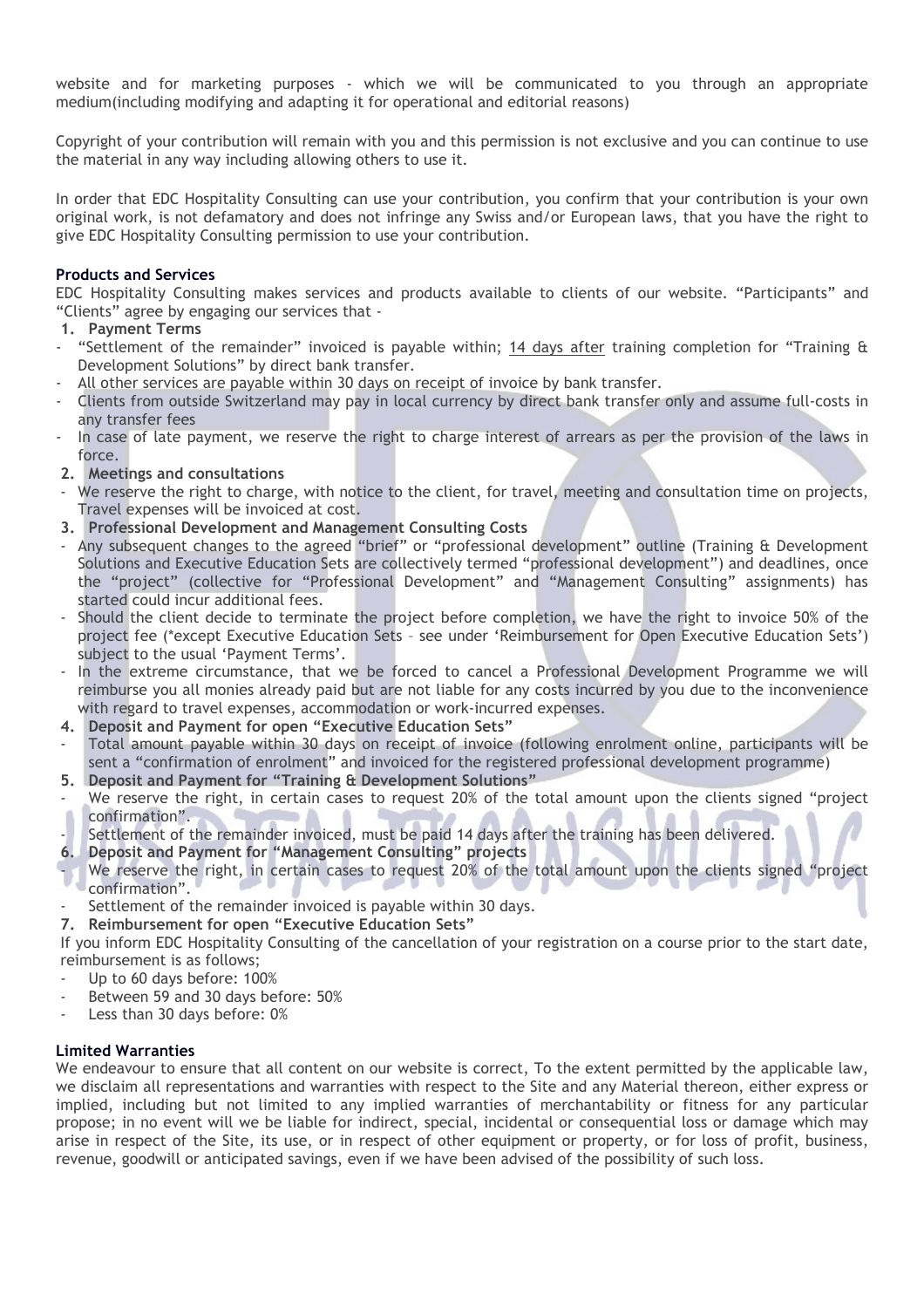website and for marketing purposes - which we will be communicated to you through an appropriate medium(including modifying and adapting it for operational and editorial reasons)

Copyright of your contribution will remain with you and this permission is not exclusive and you can continue to use the material in any way including allowing others to use it.

In order that EDC Hospitality Consulting can use your contribution, you confirm that your contribution is your own original work, is not defamatory and does not infringe any Swiss and/or European laws, that you have the right to give EDC Hospitality Consulting permission to use your contribution.

**Products and Services**

EDC Hospitality Consulting makes services and products available to clients of our website. "Participants" and "Clients" agree by engaging our services that -

1. **Payment Terms**
- "Settlement of the remainder" invoiced is payable within; 14 days after training completion for "Training & Development Solutions" by direct bank transfer.
- All other services are payable within 30 days on receipt of invoice by bank transfer.
- Clients from outside Switzerland may pay in local currency by direct bank transfer only and assume full-costs in any transfer fees
- In case of late payment, we reserve the right to charge interest of arrears as per the provision of the laws in force.

2. **Meetings and consultations**
- We reserve the right to charge, with notice to the client, for travel, meeting and consultation time on projects, Travel expenses will be invoiced at cost.

3. **Professional Development and Management Consulting Costs**
- Any subsequent changes to the agreed "brief" or "professional development" outline (Training & Development Solutions and Executive Education Sets are collectively termed "professional development") and deadlines, once the "project" (collective for "Professional Development" and "Management Consulting" assignments) has started could incur additional fees.
- Should the client decide to terminate the project before completion, we have the right to invoice 50% of the project fee (*except Executive Education Sets – see under 'Reimbursement for Open Executive Education Sets') subject to the usual 'Payment Terms'.
- In the extreme circumstance, that we be forced to cancel a Professional Development Programme we will reimburse you all monies already paid but are not liable for any costs incurred by you due to the inconvenience with regard to travel expenses, accommodation or work-incurred expenses.

4. **Deposit and Payment for open "Executive Education Sets"**
- Total amount payable within 30 days on receipt of invoice (following enrolment online, participants will be sent a "confirmation of enrolment" and invoiced for the registered professional development programme)

5. **Deposit and Payment for "Training & Development Solutions"**
- We reserve the right, in certain cases to request 20% of the total amount upon the clients signed "project confirmation".
- Settlement of the remainder invoiced, must be paid 14 days after the training has been delivered.

6. **Deposit and Payment for "Management Consulting" projects**
- We reserve the right, in certain cases to request 20% of the total amount upon the clients signed "project confirmation".
- Settlement of the remainder invoiced is payable within 30 days.

7. **Reimbursement for open "Executive Education Sets"**

If you inform EDC Hospitality Consulting of the cancellation of your registration on a course prior to the start date, reimbursement is as follows;
- Up to 60 days before: 100%
- Between 59 and 30 days before: 50%
- Less than 30 days before: 0%

**Limited Warranties**

We endeavour to ensure that all content on our website is correct, To the extent permitted by the applicable law, we disclaim all representations and warranties with respect to the Site and any Material thereon, either express or implied, including but not limited to any implied warranties of merchantability or fitness for any particular propose; in no event will we be liable for indirect, special, incidental or consequential loss or damage which may arise in respect of the Site, its use, or in respect of other equipment or property, or for loss of profit, business, revenue, goodwill or anticipated savings, even if we have been advised of the possibility of such loss.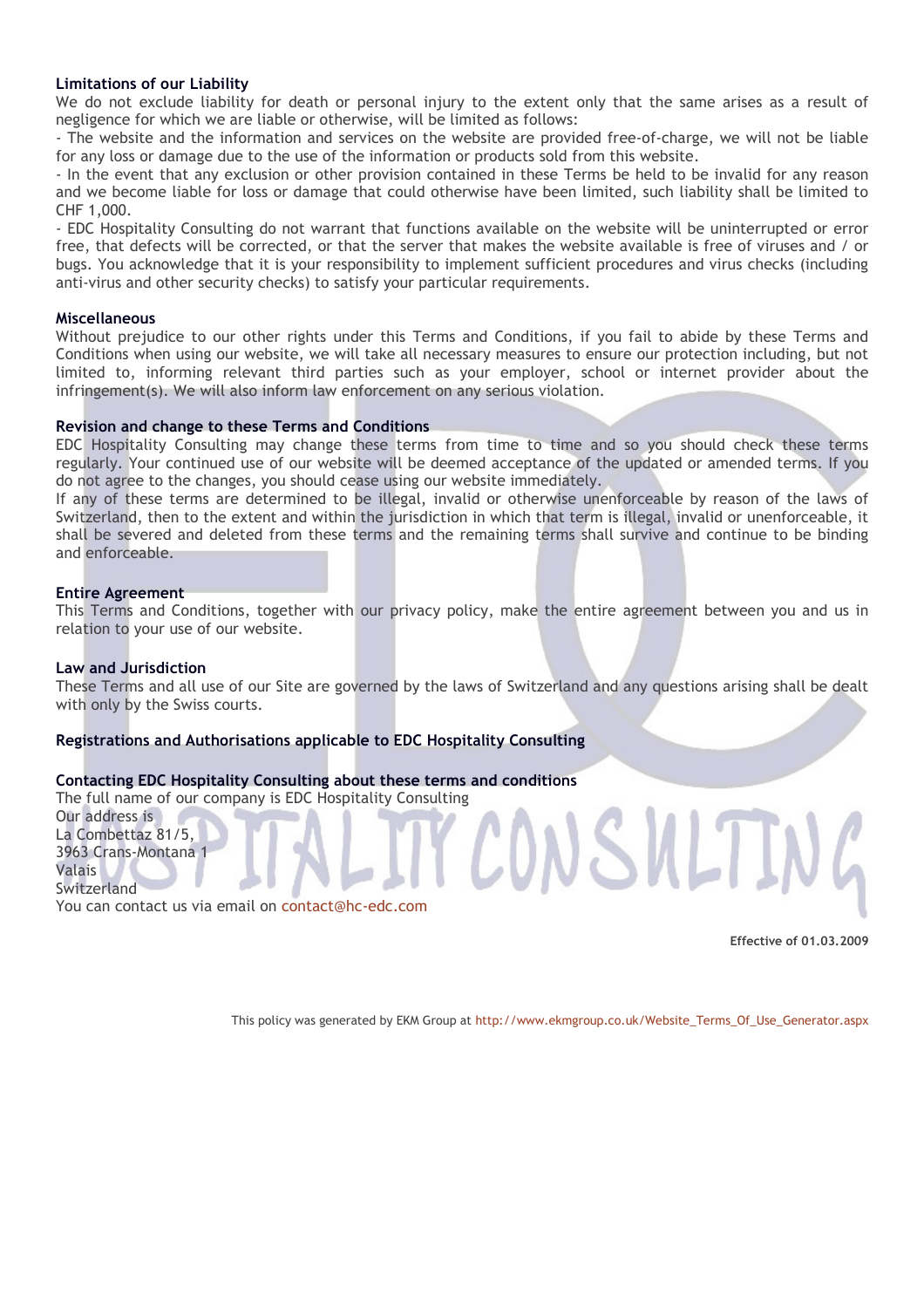**Limitations of our Liability**

We do not exclude liability for death or personal injury to the extent only that the same arises as a result of negligence for which we are liable or otherwise, will be limited as follows:

- The website and the information and services on the website are provided free-of-charge, we will not be liable for any loss or damage due to the use of the information or products sold from this website.
- In the event that any exclusion or other provision contained in these Terms be held to be invalid for any reason and we become liable for loss or damage that could otherwise have been limited, such liability shall be limited to CHF 1,000.
- EDC Hospitality Consulting do not warrant that functions available on the website will be uninterrupted or error free, that defects will be corrected, or that the server that makes the website available is free of viruses and / or bugs. You acknowledge that it is your responsibility to implement sufficient procedures and virus checks (including anti-virus and other security checks) to satisfy your particular requirements.

**Miscellaneous**

Without prejudice to our other rights under this Terms and Conditions, if you fail to abide by these Terms and Conditions when using our website, we will take all necessary measures to ensure our protection including, but not limited to, informing relevant third parties such as your employer, school or internet provider about the infringement(s). We will also inform law enforcement on any serious violation.

**Revision and change to these Terms and Conditions**

EDC Hospitality Consulting may change these terms from time to time and so you should check these terms regularly. Your continued use of our website will be deemed acceptance of the updated or amended terms. If you do not agree to the changes, you should cease using our website immediately.

If any of these terms are determined to be illegal, invalid or otherwise unenforceable by reason of the laws of Switzerland, then to the extent and within the jurisdiction in which that term is illegal, invalid or unenforceable, it shall be severed and deleted from these terms and the remaining terms shall survive and continue to be binding and enforceable.

**Entire Agreement**

This Terms and Conditions, together with our privacy policy, make the entire agreement between you and us in relation to your use of our website.

**Law and Jurisdiction**

These Terms and all use of our Site are governed by the laws of Switzerland and any questions arising shall be dealt with only by the Swiss courts.

**Registrations and Authorisations applicable to EDC Hospitality Consulting**

**Contacting EDC Hospitality Consulting about these terms and conditions**

The full name of our company is EDC Hospitality Consulting
Our address is
La Combettaz 81/5,
3963 Crans-Montana 1
Valais
Switzerland
You can contact us via email on contact@hc-edc.com

**Effective of 01.03.2009**

This policy was generated by EKM Group at http://www.ekmgroup.co.uk/Website_Terms_Of_Use_Generator.aspx